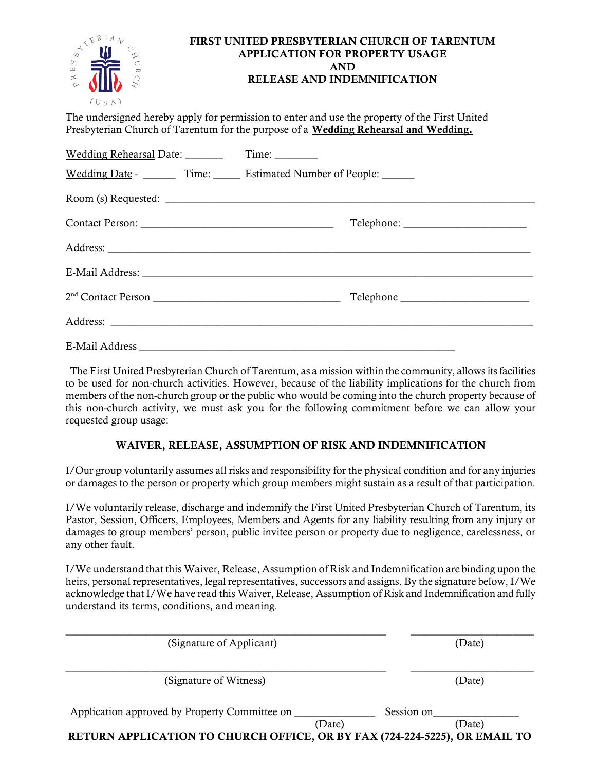# FIRST UNITED PRESBYTERIAN CHURCH OF TARENTUM
## APPLICATION FOR PROPERTY USAGE
## AND
## RELEASE AND INDEMNIFICATION

The undersigned hereby apply for permission to enter and use the property of the First United Presbyterian Church of Tarentum for the purpose of a **Wedding Rehearsal and Wedding.**

Wedding Rehearsal Date: _______ Time: ________

Wedding Date - ______ Time: _____ Estimated Number of People: ______

Room (s) Requested: ________________________________________________________________

Contact Person: ___________________________________ Telephone: ______________________

Address: ___________________________________________________________________________

E-Mail Address: _____________________________________________________________________

2nd Contact Person __________________________________ Telephone _______________________

Address: ___________________________________________________________________________

E-Mail Address _________________________________________________________

The First United Presbyterian Church of Tarentum, as a mission within the community, allows its facilities to be used for non-church activities. However, because of the liability implications for the church from members of the non-church group or the public who would be coming into the church property because of this non-church activity, we must ask you for the following commitment before we can allow your requested group usage:

### WAIVER, RELEASE, ASSUMPTION OF RISK AND INDEMNIFICATION

I/Our group voluntarily assumes all risks and responsibility for the physical condition and for any injuries or damages to the person or property which group members might sustain as a result of that participation.

I/We voluntarily release, discharge and indemnify the First United Presbyterian Church of Tarentum, its Pastor, Session, Officers, Employees, Members and Agents for any liability resulting from any injury or damages to group members' person, public invitee person or property due to negligence, carelessness, or any other fault.

I/We understand that this Waiver, Release, Assumption of Risk and Indemnification are binding upon the heirs, personal representatives, legal representatives, successors and assigns. By the signature below, I/We acknowledge that I/We have read this Waiver, Release, Assumption of Risk and Indemnification and fully understand its terms, conditions, and meaning.

_________________________________________________________ ______________________
(Signature of Applicant) (Date)

_________________________________________________________ ______________________
(Signature of Witness) (Date)

Application approved by Property Committee on _______________ Session on________________
(Date) (Date)

**RETURN APPLICATION TO CHURCH OFFICE, OR BY FAX (724-224-5225), OR EMAIL TO**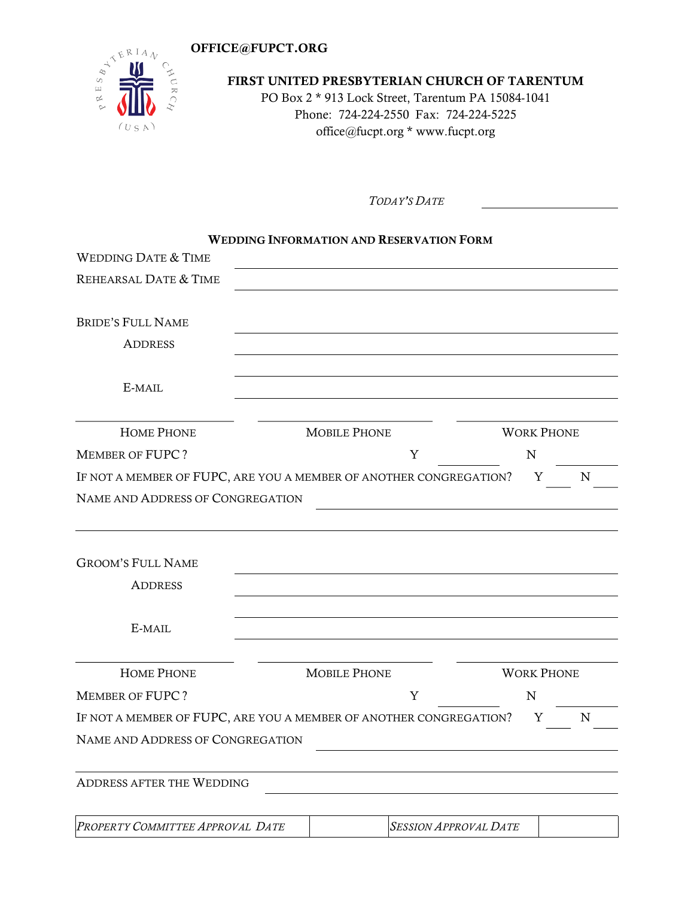**OFFICE@FUPCT.ORG**

**FIRST UNITED PRESBYTERIAN CHURCH OF TARENTUM**
PO Box 2 * 913 Lock Street, Tarentum PA 15084-1041
Phone: 724-224-2550 Fax: 724-224-5225
office@fucpt.org * www.fucpt.org

*TODAY'S DATE* ____________________

## WEDDING INFORMATION AND RESERVATION FORM

WEDDING DATE & TIME ________________________________________

REHEARSAL DATE & TIME ________________________________________

BRIDE'S FULL NAME ________________________________________

ADDRESS ________________________________________

________________________________________

E-MAIL ________________________________________

| ____________________ | ____________________ | ____________________ |
|---|---|---|
| HOME PHONE | MOBILE PHONE | WORK PHONE |

MEMBER OF FUPC? Y ________ N ________

IF NOT A MEMBER OF FUPC, ARE YOU A MEMBER OF ANOTHER CONGREGATION? Y ____ N ____

NAME AND ADDRESS OF CONGREGATION ________________________________________

________________________________________

GROOM'S FULL NAME ________________________________________

ADDRESS ________________________________________

________________________________________

E-MAIL ________________________________________

| ____________________ | ____________________ | ____________________ |
|---|---|---|
| HOME PHONE | MOBILE PHONE | WORK PHONE |

MEMBER OF FUPC? Y ________ N ________

IF NOT A MEMBER OF FUPC, ARE YOU A MEMBER OF ANOTHER CONGREGATION? Y ____ N ____

NAME AND ADDRESS OF CONGREGATION ________________________________________

________________________________________

ADDRESS AFTER THE WEDDING ________________________________________

| *PROPERTY COMMITTEE APPROVAL DATE* | | *SESSION APPROVAL DATE* | |
|---|---|---|---|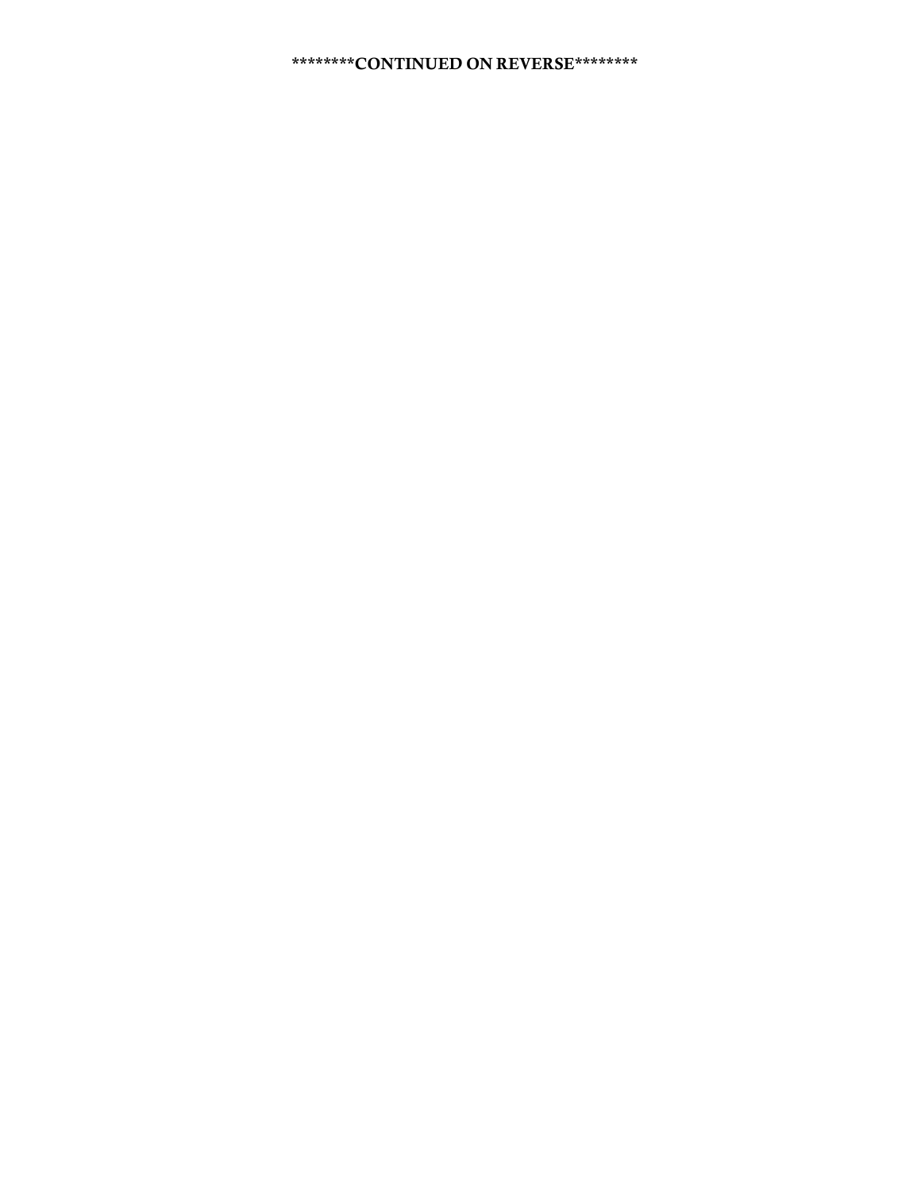**********CONTINUED ON REVERSE**********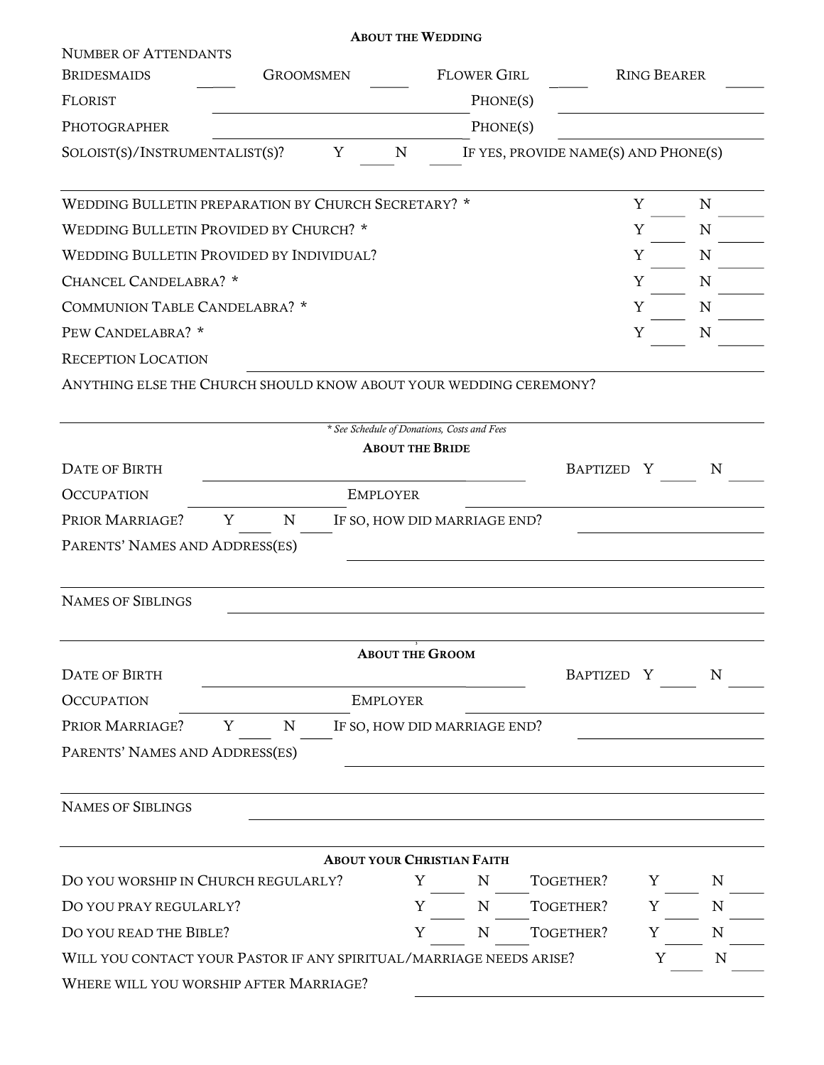## About the Wedding

Number of Attendants

Bridesmaids ____ Groomsmen ____ Flower Girl ____ Ring Bearer ____

Florist ____________________ Phone(s) ____________________

Photographer ____________________ Phone(s) ____________________

Soloist(s)/Instrumentalist(s)? Y ____ N ____ If yes, provide name(s) and Phone(s)

____________________________________________________________

Wedding Bulletin preparation by Church Secretary? * Y ____ N ____

Wedding Bulletin Provided by Church? * Y ____ N ____

Wedding Bulletin Provided by Individual? Y ____ N ____

Chancel Candelabra? * Y ____ N ____

Communion Table Candelabra? * Y ____ N ____

Pew Candelabra? * Y ____ N ____

Reception Location ____________________

Anything else the Church should know about your wedding ceremony?

____________________________________________________________

*\* See Schedule of Donations, Costs and Fees*

## About the Bride

Date of Birth ____________________ Baptized Y ____ N ____

Occupation ____________________ Employer ____________________

Prior Marriage? Y ____ N ____ If so, how did marriage end? ____________________

Parents' Names and Address(es) ____________________

____________________________________________________________

Names of Siblings ____________________

____________________________________________________________

## About the Groom

Date of Birth ____________________ Baptized Y ____ N ____

Occupation ____________________ Employer ____________________

Prior Marriage? Y ____ N ____ If so, how did marriage end? ____________________

Parents' Names and Address(es) ____________________

____________________________________________________________

Names of Siblings ____________________

____________________________________________________________

## About your Christian Faith

Do you worship in Church regularly? Y ____ N ____ Together? Y ____ N ____

Do you pray regularly? Y ____ N ____ Together? Y ____ N ____

Do you read the Bible? Y ____ N ____ Together? Y ____ N ____

Will you contact your Pastor if any spiritual/marriage needs arise? Y ____ N ____

Where will you worship after Marriage? ____________________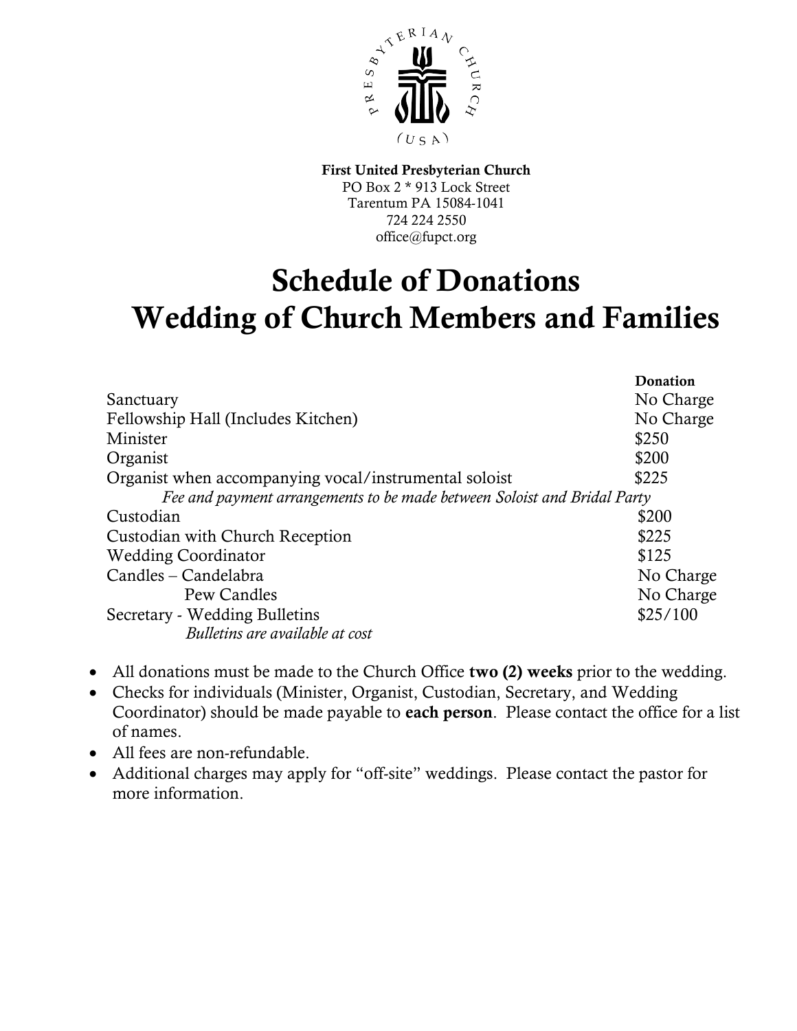**First United Presbyterian Church**
PO Box 2 * 913 Lock Street
Tarentum PA 15084-1041
724 224 2550
office@fupct.org

# Schedule of Donations
# Wedding of Church Members and Families

| | Donation |
|---|---|
| Sanctuary | No Charge |
| Fellowship Hall (Includes Kitchen) | No Charge |
| Minister | $250 |
| Organist | $200 |
| Organist when accompanying vocal/instrumental soloist | $225 |
| *Fee and payment arrangements to be made between Soloist and Bridal Party* | |
| Custodian | $200 |
| Custodian with Church Reception | $225 |
| Wedding Coordinator | $125 |
| Candles – Candelabra | No Charge |
| Pew Candles | No Charge |
| Secretary - Wedding Bulletins | $25/100 |
| *Bulletins are available at cost* | |

- All donations must be made to the Church Office **two (2) weeks** prior to the wedding.
- Checks for individuals (Minister, Organist, Custodian, Secretary, and Wedding Coordinator) should be made payable to **each person**. Please contact the office for a list of names.
- All fees are non-refundable.
- Additional charges may apply for "off-site" weddings. Please contact the pastor for more information.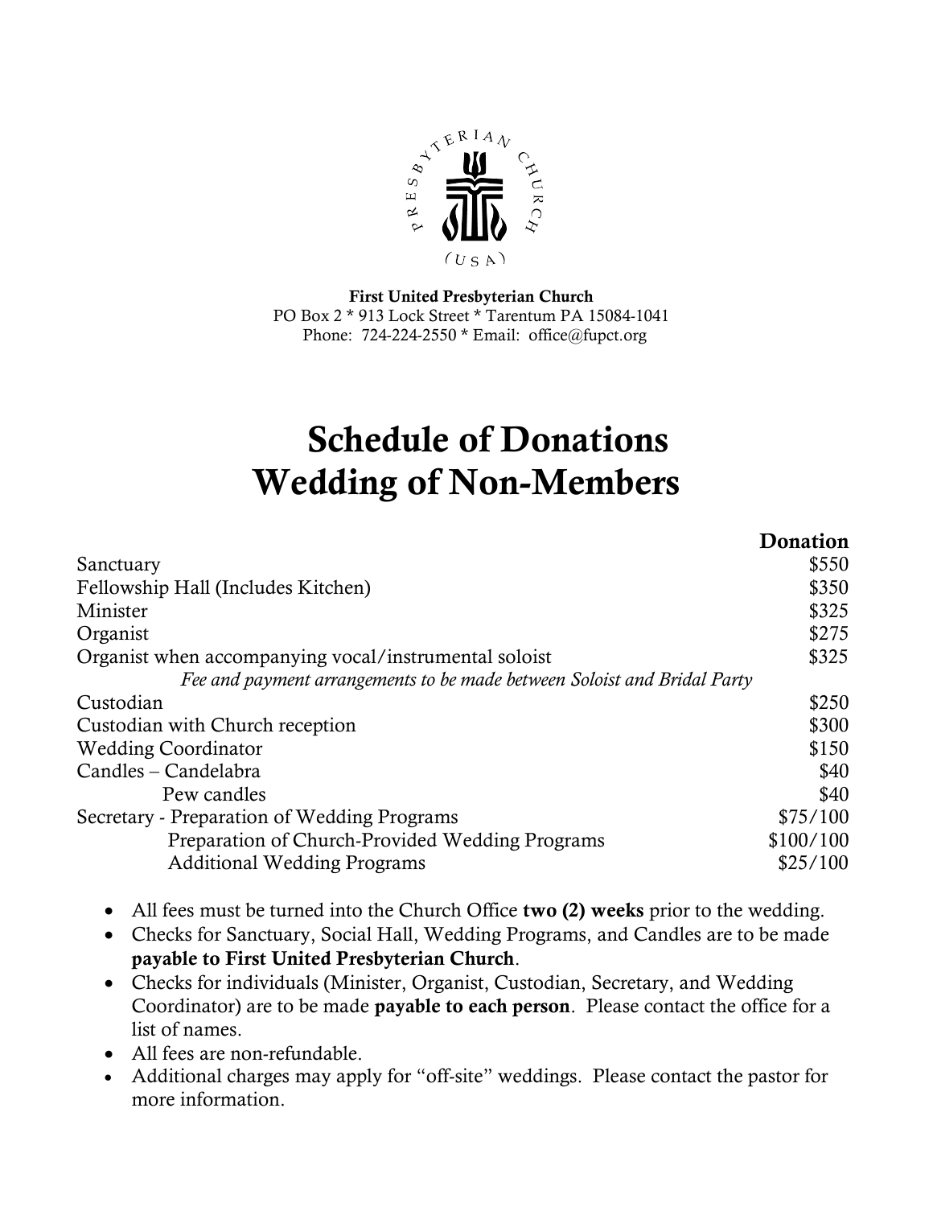**First United Presbyterian Church**
PO Box 2 * 913 Lock Street * Tarentum PA 15084-1041
Phone: 724-224-2550 * Email: office@fupct.org

# Schedule of Donations
# Wedding of Non-Members

| | **Donation** |
|---|---|
| Sanctuary | $550 |
| Fellowship Hall (Includes Kitchen) | $350 |
| Minister | $325 |
| Organist | $275 |
| Organist when accompanying vocal/instrumental soloist | $325 |
| *Fee and payment arrangements to be made between Soloist and Bridal Party* | |
| Custodian | $250 |
| Custodian with Church reception | $300 |
| Wedding Coordinator | $150 |
| Candles – Candelabra | $40 |
| Pew candles | $40 |
| Secretary - Preparation of Wedding Programs | $75/100 |
| Preparation of Church-Provided Wedding Programs | $100/100 |
| Additional Wedding Programs | $25/100 |

- All fees must be turned into the Church Office **two (2) weeks** prior to the wedding.
- Checks for Sanctuary, Social Hall, Wedding Programs, and Candles are to be made **payable to First United Presbyterian Church**.
- Checks for individuals (Minister, Organist, Custodian, Secretary, and Wedding Coordinator) are to be made **payable to each person**. Please contact the office for a list of names.
- All fees are non-refundable.
- Additional charges may apply for "off-site" weddings. Please contact the pastor for more information.